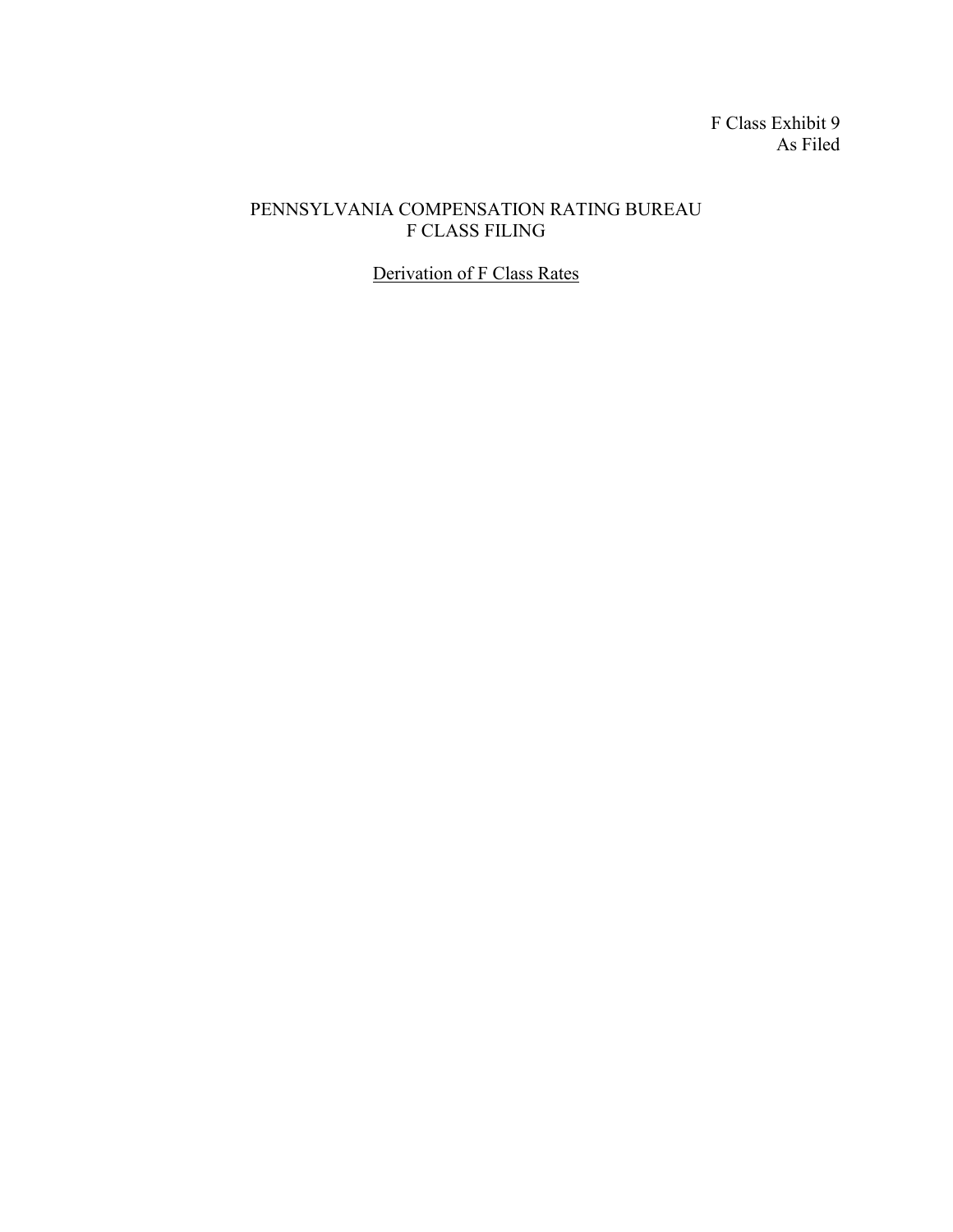F Class Exhibit 9
As Filed

# PENNSYLVANIA COMPENSATION RATING BUREAU
# F CLASS FILING

## Derivation of F Class Rates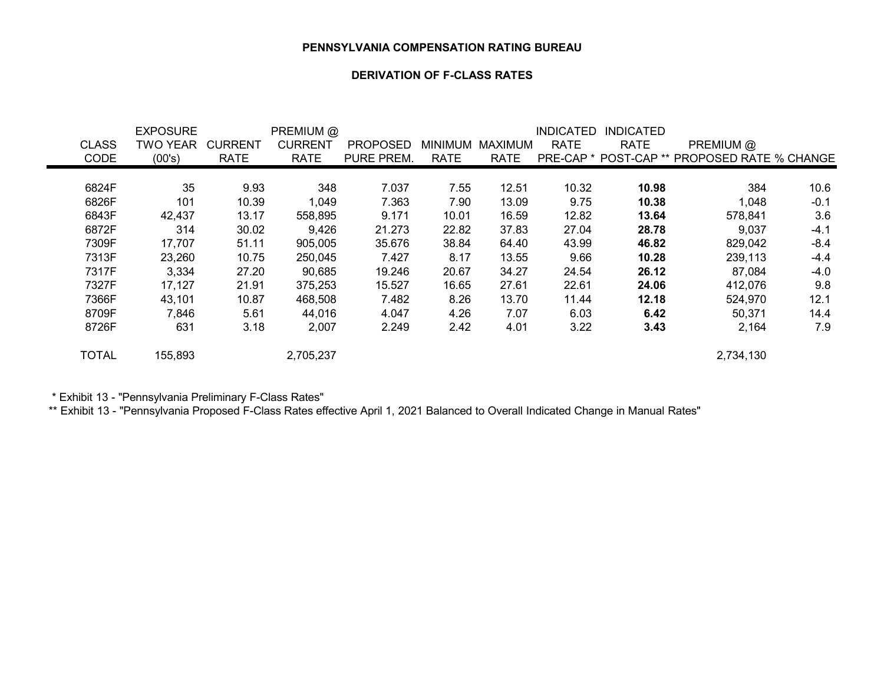**PENNSYLVANIA COMPENSATION RATING BUREAU**

**DERIVATION OF F-CLASS RATES**

| CLASS CODE | EXPOSURE TWO YEAR (00's) | CURRENT RATE | PREMIUM @ CURRENT RATE | PROPOSED PURE PREM. | MINIMUM RATE | MAXIMUM RATE | INDICATED RATE PRE-CAP * | INDICATED RATE POST-CAP ** | PREMIUM @ PROPOSED RATE | % CHANGE |
|---|---|---|---|---|---|---|---|---|---|---|
| 6824F | 35 | 9.93 | 348 | 7.037 | 7.55 | 12.51 | 10.32 | **10.98** | 384 | 10.6 |
| 6826F | 101 | 10.39 | 1,049 | 7.363 | 7.90 | 13.09 | 9.75 | **10.38** | 1,048 | -0.1 |
| 6843F | 42,437 | 13.17 | 558,895 | 9.171 | 10.01 | 16.59 | 12.82 | **13.64** | 578,841 | 3.6 |
| 6872F | 314 | 30.02 | 9,426 | 21.273 | 22.82 | 37.83 | 27.04 | **28.78** | 9,037 | -4.1 |
| 7309F | 17,707 | 51.11 | 905,005 | 35.676 | 38.84 | 64.40 | 43.99 | **46.82** | 829,042 | -8.4 |
| 7313F | 23,260 | 10.75 | 250,045 | 7.427 | 8.17 | 13.55 | 9.66 | **10.28** | 239,113 | -4.4 |
| 7317F | 3,334 | 27.20 | 90,685 | 19.246 | 20.67 | 34.27 | 24.54 | **26.12** | 87,084 | -4.0 |
| 7327F | 17,127 | 21.91 | 375,253 | 15.527 | 16.65 | 27.61 | 22.61 | **24.06** | 412,076 | 9.8 |
| 7366F | 43,101 | 10.87 | 468,508 | 7.482 | 8.26 | 13.70 | 11.44 | **12.18** | 524,970 | 12.1 |
| 8709F | 7,846 | 5.61 | 44,016 | 4.047 | 4.26 | 7.07 | 6.03 | **6.42** | 50,371 | 14.4 |
| 8726F | 631 | 3.18 | 2,007 | 2.249 | 2.42 | 4.01 | 3.22 | **3.43** | 2,164 | 7.9 |
| TOTAL | 155,893 | | 2,705,237 | | | | | | 2,734,130 | |

\* Exhibit 13 - "Pennsylvania Preliminary F-Class Rates"

\*\* Exhibit 13 - "Pennsylvania Proposed F-Class Rates effective April 1, 2021 Balanced to Overall Indicated Change in Manual Rates"